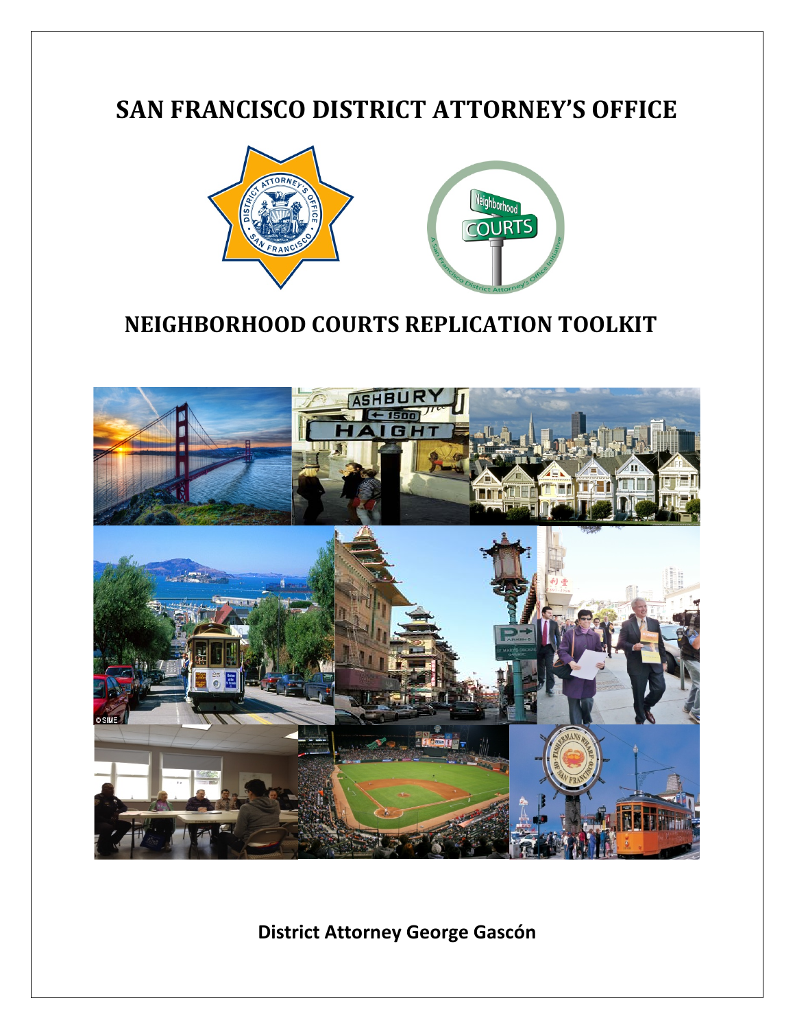# SAN FRANCISCO DISTRICT ATTORNEY'S OFFICE

## NEIGHBORHOOD COURTS REPLICATION TOOLKIT

**District Attorney George Gascón**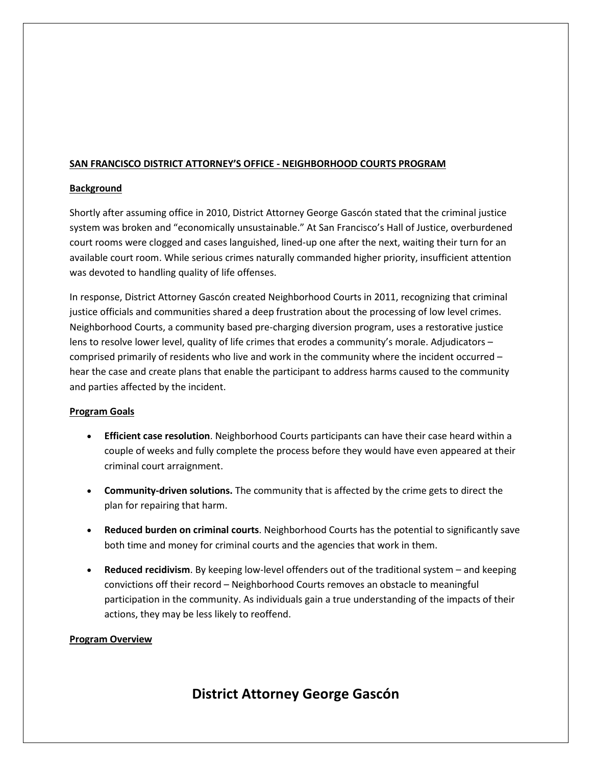**SAN FRANCISCO DISTRICT ATTORNEY'S OFFICE - NEIGHBORHOOD COURTS PROGRAM**

**Background**

Shortly after assuming office in 2010, District Attorney George Gascón stated that the criminal justice system was broken and "economically unsustainable." At San Francisco's Hall of Justice, overburdened court rooms were clogged and cases languished, lined-up one after the next, waiting their turn for an available court room. While serious crimes naturally commanded higher priority, insufficient attention was devoted to handling quality of life offenses.

In response, District Attorney Gascón created Neighborhood Courts in 2011, recognizing that criminal justice officials and communities shared a deep frustration about the processing of low level crimes. Neighborhood Courts, a community based pre-charging diversion program, uses a restorative justice lens to resolve lower level, quality of life crimes that erodes a community's morale. Adjudicators – comprised primarily of residents who live and work in the community where the incident occurred – hear the case and create plans that enable the participant to address harms caused to the community and parties affected by the incident.

**Program Goals**

- **Efficient case resolution**. Neighborhood Courts participants can have their case heard within a couple of weeks and fully complete the process before they would have even appeared at their criminal court arraignment.
- **Community-driven solutions.** The community that is affected by the crime gets to direct the plan for repairing that harm.
- **Reduced burden on criminal courts**. Neighborhood Courts has the potential to significantly save both time and money for criminal courts and the agencies that work in them.
- **Reduced recidivism**. By keeping low-level offenders out of the traditional system – and keeping convictions off their record – Neighborhood Courts removes an obstacle to meaningful participation in the community. As individuals gain a true understanding of the impacts of their actions, they may be less likely to reoffend.

**Program Overview**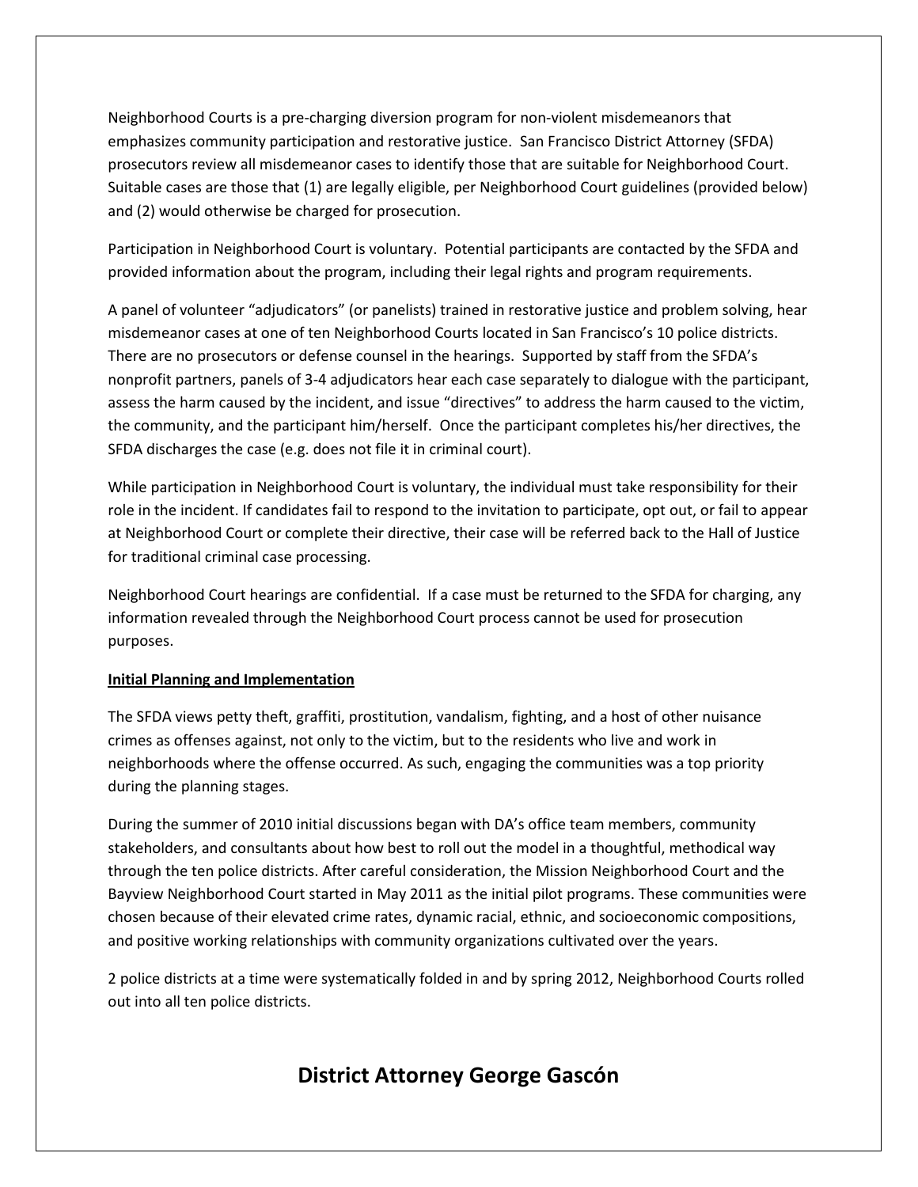Neighborhood Courts is a pre-charging diversion program for non-violent misdemeanors that emphasizes community participation and restorative justice. San Francisco District Attorney (SFDA) prosecutors review all misdemeanor cases to identify those that are suitable for Neighborhood Court. Suitable cases are those that (1) are legally eligible, per Neighborhood Court guidelines (provided below) and (2) would otherwise be charged for prosecution.

Participation in Neighborhood Court is voluntary. Potential participants are contacted by the SFDA and provided information about the program, including their legal rights and program requirements.

A panel of volunteer "adjudicators" (or panelists) trained in restorative justice and problem solving, hear misdemeanor cases at one of ten Neighborhood Courts located in San Francisco's 10 police districts. There are no prosecutors or defense counsel in the hearings. Supported by staff from the SFDA's nonprofit partners, panels of 3-4 adjudicators hear each case separately to dialogue with the participant, assess the harm caused by the incident, and issue "directives" to address the harm caused to the victim, the community, and the participant him/herself. Once the participant completes his/her directives, the SFDA discharges the case (e.g. does not file it in criminal court).

While participation in Neighborhood Court is voluntary, the individual must take responsibility for their role in the incident. If candidates fail to respond to the invitation to participate, opt out, or fail to appear at Neighborhood Court or complete their directive, their case will be referred back to the Hall of Justice for traditional criminal case processing.

Neighborhood Court hearings are confidential. If a case must be returned to the SFDA for charging, any information revealed through the Neighborhood Court process cannot be used for prosecution purposes.

**Initial Planning and Implementation**

The SFDA views petty theft, graffiti, prostitution, vandalism, fighting, and a host of other nuisance crimes as offenses against, not only to the victim, but to the residents who live and work in neighborhoods where the offense occurred. As such, engaging the communities was a top priority during the planning stages.

During the summer of 2010 initial discussions began with DA's office team members, community stakeholders, and consultants about how best to roll out the model in a thoughtful, methodical way through the ten police districts. After careful consideration, the Mission Neighborhood Court and the Bayview Neighborhood Court started in May 2011 as the initial pilot programs. These communities were chosen because of their elevated crime rates, dynamic racial, ethnic, and socioeconomic compositions, and positive working relationships with community organizations cultivated over the years.

2 police districts at a time were systematically folded in and by spring 2012, Neighborhood Courts rolled out into all ten police districts.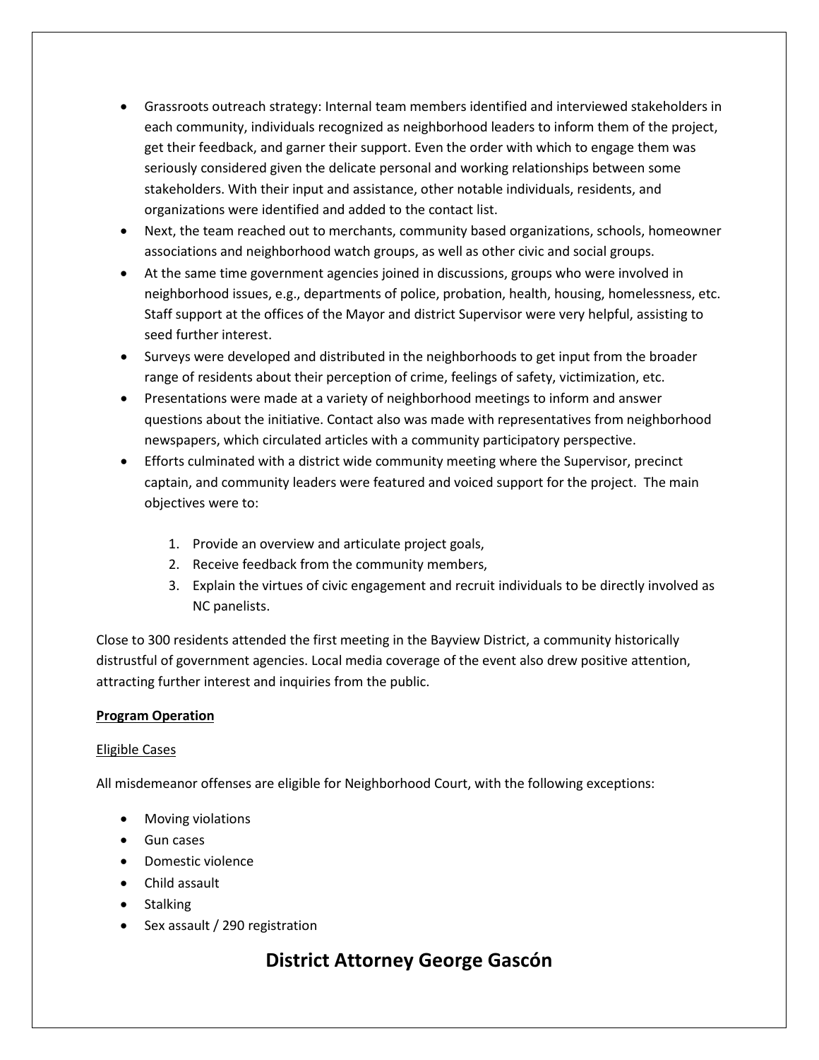- Grassroots outreach strategy: Internal team members identified and interviewed stakeholders in each community, individuals recognized as neighborhood leaders to inform them of the project, get their feedback, and garner their support. Even the order with which to engage them was seriously considered given the delicate personal and working relationships between some stakeholders. With their input and assistance, other notable individuals, residents, and organizations were identified and added to the contact list.
- Next, the team reached out to merchants, community based organizations, schools, homeowner associations and neighborhood watch groups, as well as other civic and social groups.
- At the same time government agencies joined in discussions, groups who were involved in neighborhood issues, e.g., departments of police, probation, health, housing, homelessness, etc. Staff support at the offices of the Mayor and district Supervisor were very helpful, assisting to seed further interest.
- Surveys were developed and distributed in the neighborhoods to get input from the broader range of residents about their perception of crime, feelings of safety, victimization, etc.
- Presentations were made at a variety of neighborhood meetings to inform and answer questions about the initiative. Contact also was made with representatives from neighborhood newspapers, which circulated articles with a community participatory perspective.
- Efforts culminated with a district wide community meeting where the Supervisor, precinct captain, and community leaders were featured and voiced support for the project. The main objectives were to:

    1. Provide an overview and articulate project goals,
    2. Receive feedback from the community members,
    3. Explain the virtues of civic engagement and recruit individuals to be directly involved as NC panelists.

Close to 300 residents attended the first meeting in the Bayview District, a community historically distrustful of government agencies. Local media coverage of the event also drew positive attention, attracting further interest and inquiries from the public.

**Program Operation**

Eligible Cases

All misdemeanor offenses are eligible for Neighborhood Court, with the following exceptions:

- Moving violations
- Gun cases
- Domestic violence
- Child assault
- Stalking
- Sex assault / 290 registration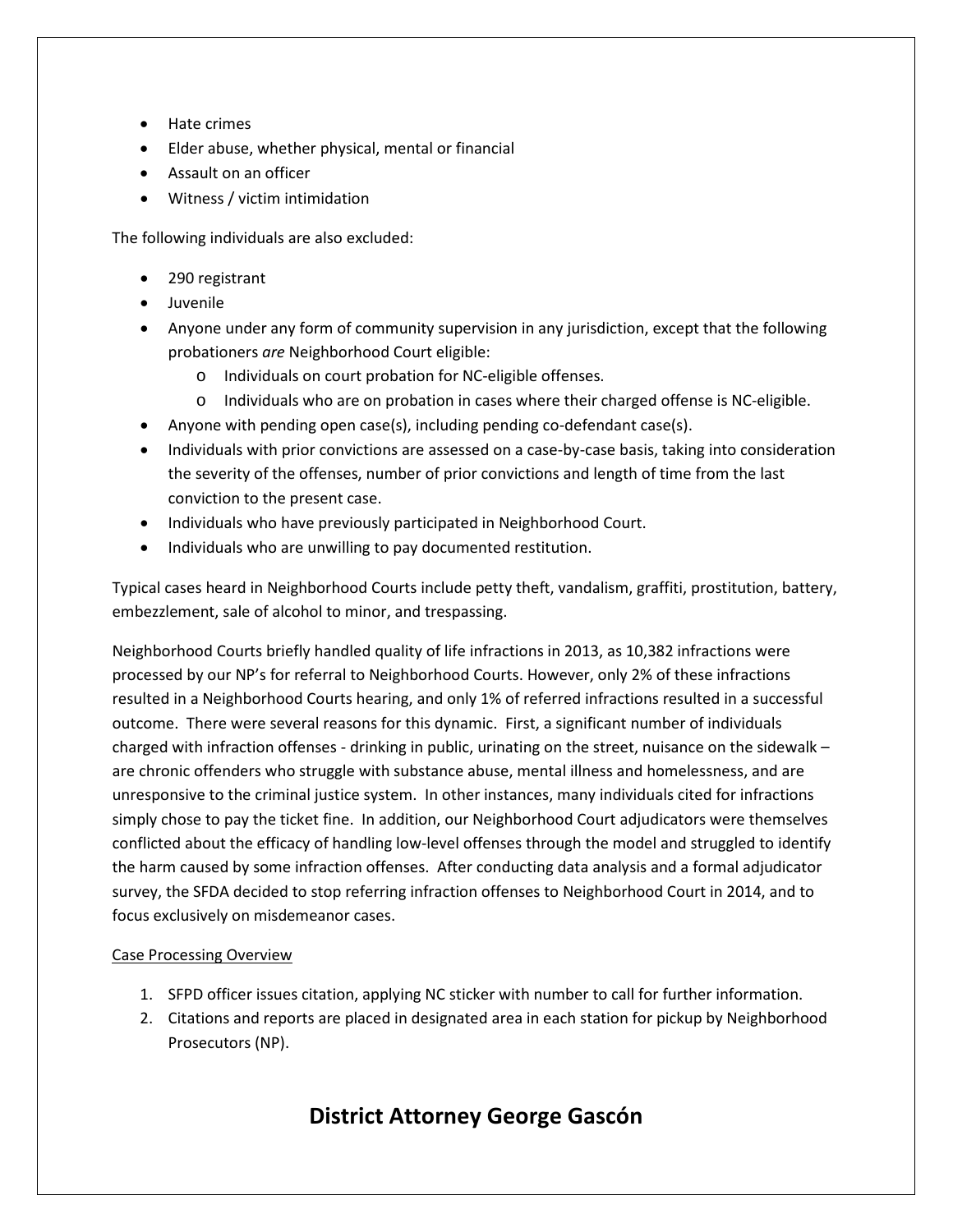- Hate crimes
- Elder abuse, whether physical, mental or financial
- Assault on an officer
- Witness / victim intimidation

The following individuals are also excluded:

- 290 registrant
- Juvenile
- Anyone under any form of community supervision in any jurisdiction, except that the following probationers *are* Neighborhood Court eligible:
    - Individuals on court probation for NC-eligible offenses.
    - Individuals who are on probation in cases where their charged offense is NC-eligible.
- Anyone with pending open case(s), including pending co-defendant case(s).
- Individuals with prior convictions are assessed on a case-by-case basis, taking into consideration the severity of the offenses, number of prior convictions and length of time from the last conviction to the present case.
- Individuals who have previously participated in Neighborhood Court.
- Individuals who are unwilling to pay documented restitution.

Typical cases heard in Neighborhood Courts include petty theft, vandalism, graffiti, prostitution, battery, embezzlement, sale of alcohol to minor, and trespassing.

Neighborhood Courts briefly handled quality of life infractions in 2013, as 10,382 infractions were processed by our NP's for referral to Neighborhood Courts. However, only 2% of these infractions resulted in a Neighborhood Courts hearing, and only 1% of referred infractions resulted in a successful outcome. There were several reasons for this dynamic. First, a significant number of individuals charged with infraction offenses - drinking in public, urinating on the street, nuisance on the sidewalk – are chronic offenders who struggle with substance abuse, mental illness and homelessness, and are unresponsive to the criminal justice system. In other instances, many individuals cited for infractions simply chose to pay the ticket fine. In addition, our Neighborhood Court adjudicators were themselves conflicted about the efficacy of handling low-level offenses through the model and struggled to identify the harm caused by some infraction offenses. After conducting data analysis and a formal adjudicator survey, the SFDA decided to stop referring infraction offenses to Neighborhood Court in 2014, and to focus exclusively on misdemeanor cases.

<u>Case Processing Overview</u>

1. SFPD officer issues citation, applying NC sticker with number to call for further information.
2. Citations and reports are placed in designated area in each station for pickup by Neighborhood Prosecutors (NP).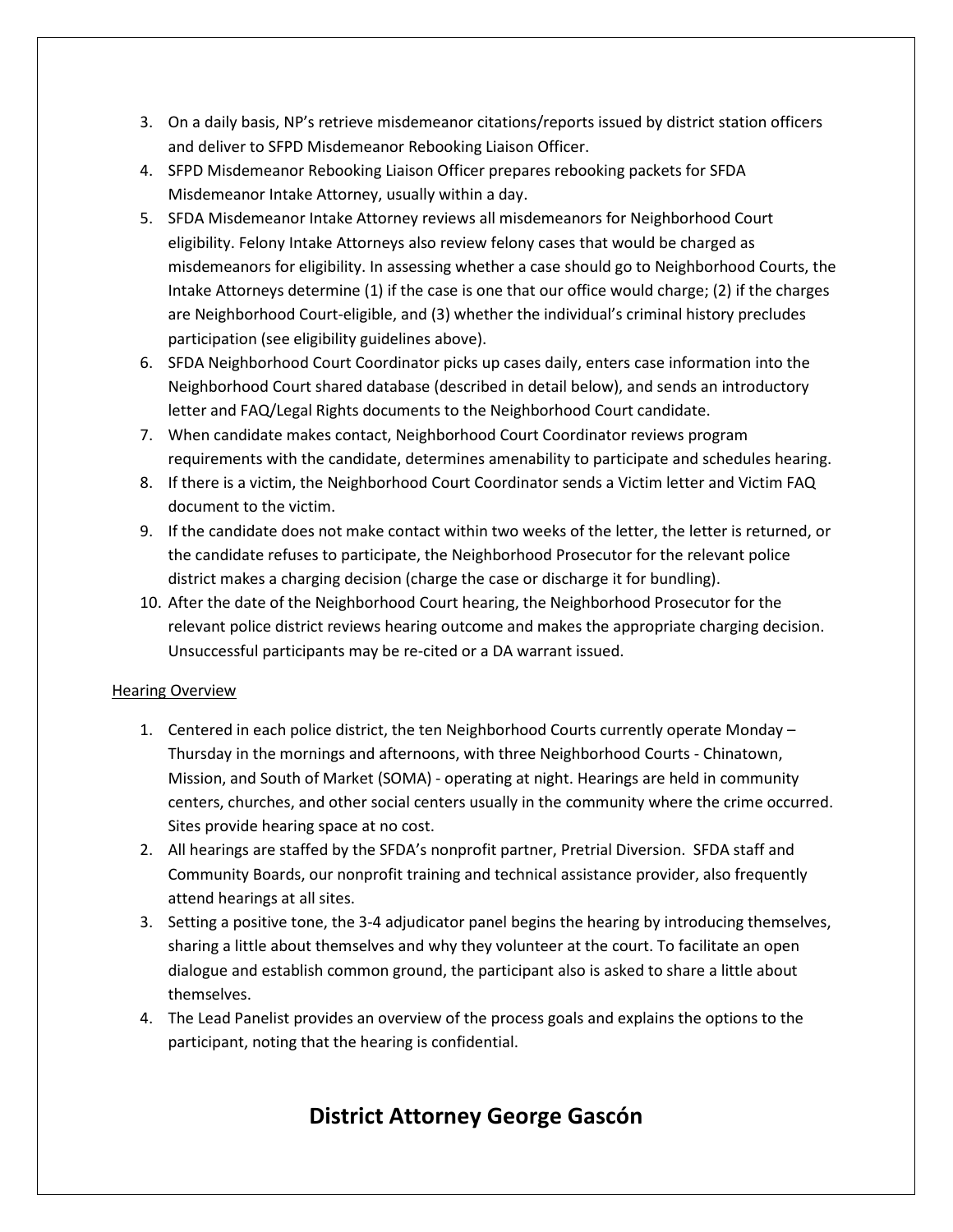3. On a daily basis, NP's retrieve misdemeanor citations/reports issued by district station officers and deliver to SFPD Misdemeanor Rebooking Liaison Officer.
4. SFPD Misdemeanor Rebooking Liaison Officer prepares rebooking packets for SFDA Misdemeanor Intake Attorney, usually within a day.
5. SFDA Misdemeanor Intake Attorney reviews all misdemeanors for Neighborhood Court eligibility. Felony Intake Attorneys also review felony cases that would be charged as misdemeanors for eligibility. In assessing whether a case should go to Neighborhood Courts, the Intake Attorneys determine (1) if the case is one that our office would charge; (2) if the charges are Neighborhood Court-eligible, and (3) whether the individual's criminal history precludes participation (see eligibility guidelines above).
6. SFDA Neighborhood Court Coordinator picks up cases daily, enters case information into the Neighborhood Court shared database (described in detail below), and sends an introductory letter and FAQ/Legal Rights documents to the Neighborhood Court candidate.
7. When candidate makes contact, Neighborhood Court Coordinator reviews program requirements with the candidate, determines amenability to participate and schedules hearing.
8. If there is a victim, the Neighborhood Court Coordinator sends a Victim letter and Victim FAQ document to the victim.
9. If the candidate does not make contact within two weeks of the letter, the letter is returned, or the candidate refuses to participate, the Neighborhood Prosecutor for the relevant police district makes a charging decision (charge the case or discharge it for bundling).
10. After the date of the Neighborhood Court hearing, the Neighborhood Prosecutor for the relevant police district reviews hearing outcome and makes the appropriate charging decision. Unsuccessful participants may be re-cited or a DA warrant issued.

Hearing Overview

1. Centered in each police district, the ten Neighborhood Courts currently operate Monday – Thursday in the mornings and afternoons, with three Neighborhood Courts - Chinatown, Mission, and South of Market (SOMA) - operating at night. Hearings are held in community centers, churches, and other social centers usually in the community where the crime occurred. Sites provide hearing space at no cost.
2. All hearings are staffed by the SFDA's nonprofit partner, Pretrial Diversion. SFDA staff and Community Boards, our nonprofit training and technical assistance provider, also frequently attend hearings at all sites.
3. Setting a positive tone, the 3-4 adjudicator panel begins the hearing by introducing themselves, sharing a little about themselves and why they volunteer at the court. To facilitate an open dialogue and establish common ground, the participant also is asked to share a little about themselves.
4. The Lead Panelist provides an overview of the process goals and explains the options to the participant, noting that the hearing is confidential.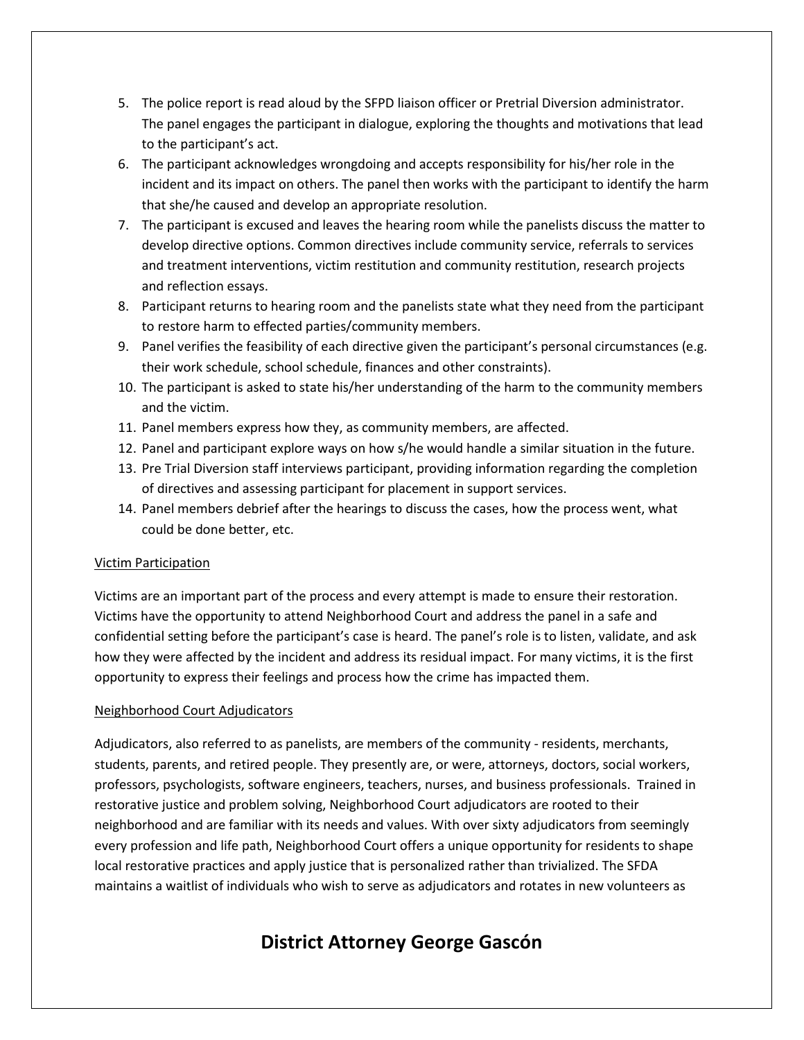5. The police report is read aloud by the SFPD liaison officer or Pretrial Diversion administrator. The panel engages the participant in dialogue, exploring the thoughts and motivations that lead to the participant's act.
6. The participant acknowledges wrongdoing and accepts responsibility for his/her role in the incident and its impact on others. The panel then works with the participant to identify the harm that she/he caused and develop an appropriate resolution.
7. The participant is excused and leaves the hearing room while the panelists discuss the matter to develop directive options. Common directives include community service, referrals to services and treatment interventions, victim restitution and community restitution, research projects and reflection essays.
8. Participant returns to hearing room and the panelists state what they need from the participant to restore harm to effected parties/community members.
9. Panel verifies the feasibility of each directive given the participant's personal circumstances (e.g. their work schedule, school schedule, finances and other constraints).
10. The participant is asked to state his/her understanding of the harm to the community members and the victim.
11. Panel members express how they, as community members, are affected.
12. Panel and participant explore ways on how s/he would handle a similar situation in the future.
13. Pre Trial Diversion staff interviews participant, providing information regarding the completion of directives and assessing participant for placement in support services.
14. Panel members debrief after the hearings to discuss the cases, how the process went, what could be done better, etc.

Victim Participation

Victims are an important part of the process and every attempt is made to ensure their restoration. Victims have the opportunity to attend Neighborhood Court and address the panel in a safe and confidential setting before the participant's case is heard. The panel's role is to listen, validate, and ask how they were affected by the incident and address its residual impact. For many victims, it is the first opportunity to express their feelings and process how the crime has impacted them.

Neighborhood Court Adjudicators

Adjudicators, also referred to as panelists, are members of the community - residents, merchants, students, parents, and retired people. They presently are, or were, attorneys, doctors, social workers, professors, psychologists, software engineers, teachers, nurses, and business professionals. Trained in restorative justice and problem solving, Neighborhood Court adjudicators are rooted to their neighborhood and are familiar with its needs and values. With over sixty adjudicators from seemingly every profession and life path, Neighborhood Court offers a unique opportunity for residents to shape local restorative practices and apply justice that is personalized rather than trivialized. The SFDA maintains a waitlist of individuals who wish to serve as adjudicators and rotates in new volunteers as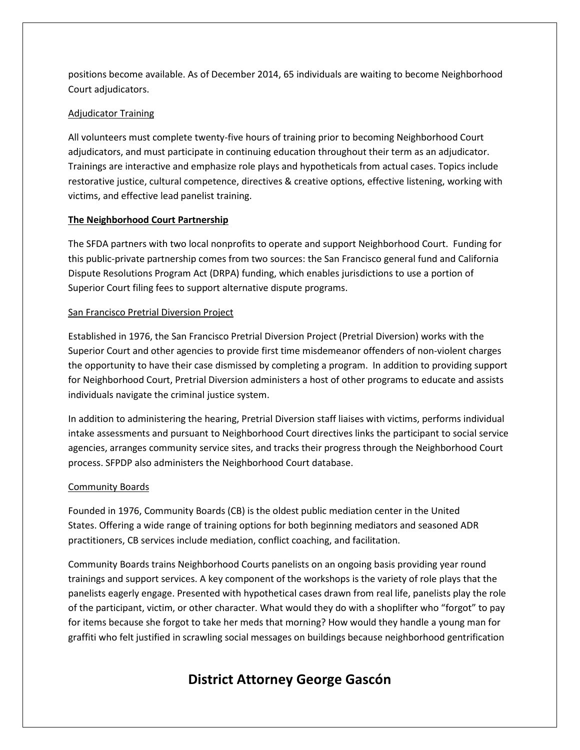positions become available. As of December 2014, 65 individuals are waiting to become Neighborhood Court adjudicators.

Adjudicator Training

All volunteers must complete twenty-five hours of training prior to becoming Neighborhood Court adjudicators, and must participate in continuing education throughout their term as an adjudicator. Trainings are interactive and emphasize role plays and hypotheticals from actual cases. Topics include restorative justice, cultural competence, directives & creative options, effective listening, working with victims, and effective lead panelist training.

## The Neighborhood Court Partnership

The SFDA partners with two local nonprofits to operate and support Neighborhood Court. Funding for this public-private partnership comes from two sources: the San Francisco general fund and California Dispute Resolutions Program Act (DRPA) funding, which enables jurisdictions to use a portion of Superior Court filing fees to support alternative dispute programs.

### San Francisco Pretrial Diversion Project

Established in 1976, the San Francisco Pretrial Diversion Project (Pretrial Diversion) works with the Superior Court and other agencies to provide first time misdemeanor offenders of non-violent charges the opportunity to have their case dismissed by completing a program. In addition to providing support for Neighborhood Court, Pretrial Diversion administers a host of other programs to educate and assists individuals navigate the criminal justice system.

In addition to administering the hearing, Pretrial Diversion staff liaises with victims, performs individual intake assessments and pursuant to Neighborhood Court directives links the participant to social service agencies, arranges community service sites, and tracks their progress through the Neighborhood Court process. SFPDP also administers the Neighborhood Court database.

### Community Boards

Founded in 1976, Community Boards (CB) is the oldest public mediation center in the United States. Offering a wide range of training options for both beginning mediators and seasoned ADR practitioners, CB services include mediation, conflict coaching, and facilitation.

Community Boards trains Neighborhood Courts panelists on an ongoing basis providing year round trainings and support services. A key component of the workshops is the variety of role plays that the panelists eagerly engage. Presented with hypothetical cases drawn from real life, panelists play the role of the participant, victim, or other character. What would they do with a shoplifter who "forgot" to pay for items because she forgot to take her meds that morning? How would they handle a young man for graffiti who felt justified in scrawling social messages on buildings because neighborhood gentrification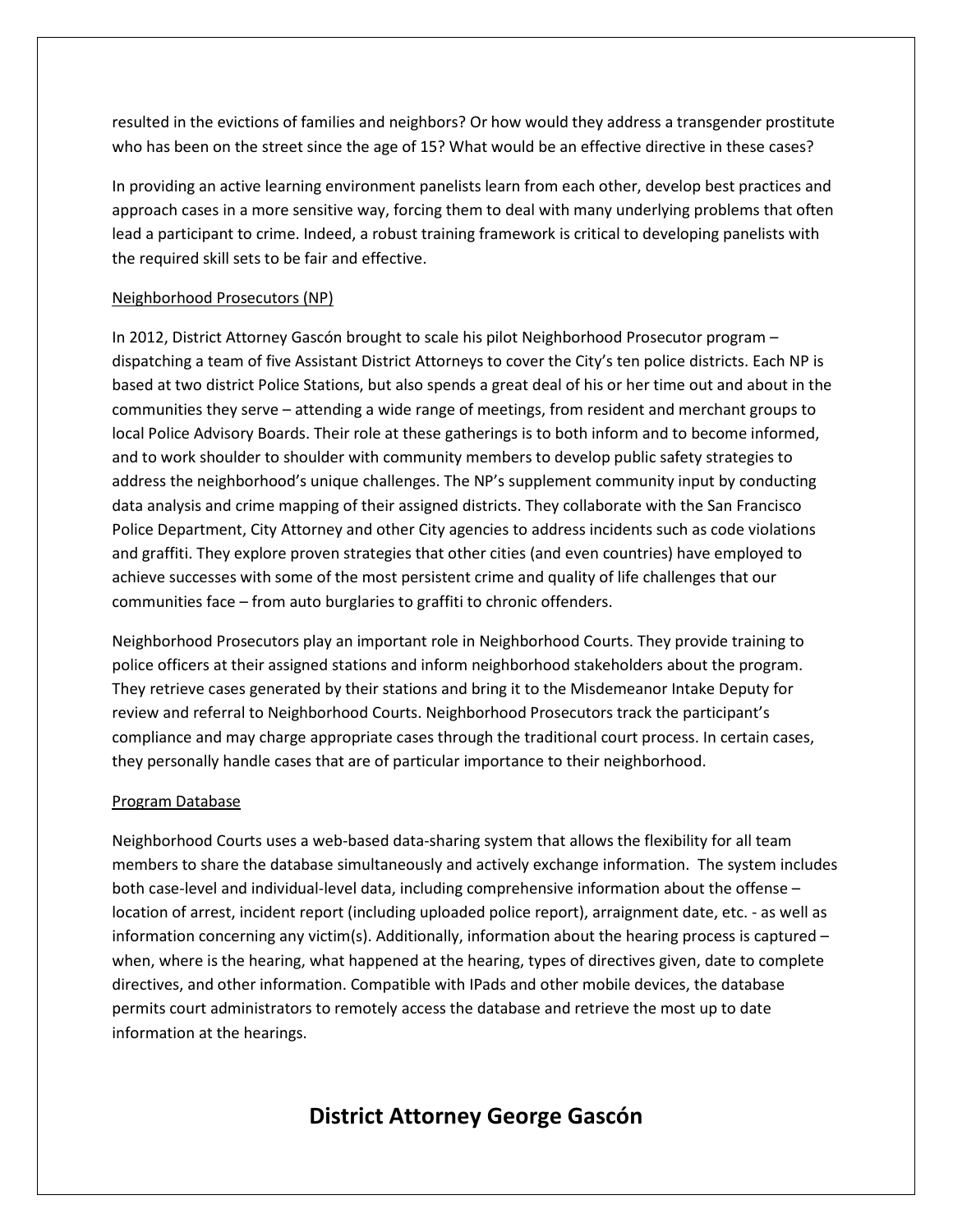resulted in the evictions of families and neighbors? Or how would they address a transgender prostitute who has been on the street since the age of 15? What would be an effective directive in these cases?

In providing an active learning environment panelists learn from each other, develop best practices and approach cases in a more sensitive way, forcing them to deal with many underlying problems that often lead a participant to crime. Indeed, a robust training framework is critical to developing panelists with the required skill sets to be fair and effective.

### Neighborhood Prosecutors (NP)

In 2012, District Attorney Gascón brought to scale his pilot Neighborhood Prosecutor program – dispatching a team of five Assistant District Attorneys to cover the City's ten police districts. Each NP is based at two district Police Stations, but also spends a great deal of his or her time out and about in the communities they serve – attending a wide range of meetings, from resident and merchant groups to local Police Advisory Boards. Their role at these gatherings is to both inform and to become informed, and to work shoulder to shoulder with community members to develop public safety strategies to address the neighborhood's unique challenges. The NP's supplement community input by conducting data analysis and crime mapping of their assigned districts. They collaborate with the San Francisco Police Department, City Attorney and other City agencies to address incidents such as code violations and graffiti. They explore proven strategies that other cities (and even countries) have employed to achieve successes with some of the most persistent crime and quality of life challenges that our communities face – from auto burglaries to graffiti to chronic offenders.

Neighborhood Prosecutors play an important role in Neighborhood Courts. They provide training to police officers at their assigned stations and inform neighborhood stakeholders about the program. They retrieve cases generated by their stations and bring it to the Misdemeanor Intake Deputy for review and referral to Neighborhood Courts. Neighborhood Prosecutors track the participant's compliance and may charge appropriate cases through the traditional court process. In certain cases, they personally handle cases that are of particular importance to their neighborhood.

### Program Database

Neighborhood Courts uses a web-based data-sharing system that allows the flexibility for all team members to share the database simultaneously and actively exchange information. The system includes both case-level and individual-level data, including comprehensive information about the offense – location of arrest, incident report (including uploaded police report), arraignment date, etc. - as well as information concerning any victim(s). Additionally, information about the hearing process is captured – when, where is the hearing, what happened at the hearing, types of directives given, date to complete directives, and other information. Compatible with IPads and other mobile devices, the database permits court administrators to remotely access the database and retrieve the most up to date information at the hearings.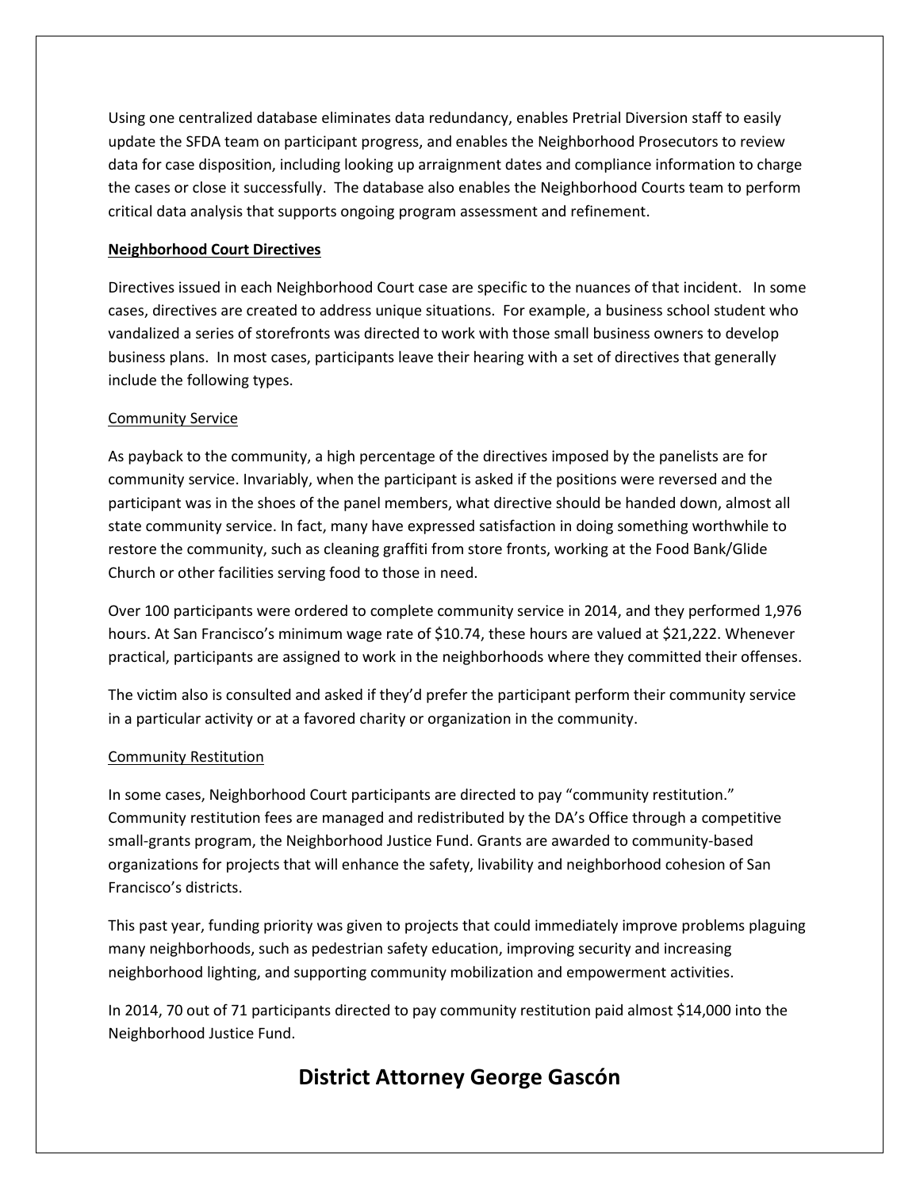Using one centralized database eliminates data redundancy, enables Pretrial Diversion staff to easily update the SFDA team on participant progress, and enables the Neighborhood Prosecutors to review data for case disposition, including looking up arraignment dates and compliance information to charge the cases or close it successfully. The database also enables the Neighborhood Courts team to perform critical data analysis that supports ongoing program assessment and refinement.

**Neighborhood Court Directives**

Directives issued in each Neighborhood Court case are specific to the nuances of that incident. In some cases, directives are created to address unique situations. For example, a business school student who vandalized a series of storefronts was directed to work with those small business owners to develop business plans. In most cases, participants leave their hearing with a set of directives that generally include the following types.

Community Service

As payback to the community, a high percentage of the directives imposed by the panelists are for community service. Invariably, when the participant is asked if the positions were reversed and the participant was in the shoes of the panel members, what directive should be handed down, almost all state community service. In fact, many have expressed satisfaction in doing something worthwhile to restore the community, such as cleaning graffiti from store fronts, working at the Food Bank/Glide Church or other facilities serving food to those in need.

Over 100 participants were ordered to complete community service in 2014, and they performed 1,976 hours. At San Francisco's minimum wage rate of $10.74, these hours are valued at $21,222. Whenever practical, participants are assigned to work in the neighborhoods where they committed their offenses.

The victim also is consulted and asked if they'd prefer the participant perform their community service in a particular activity or at a favored charity or organization in the community.

Community Restitution

In some cases, Neighborhood Court participants are directed to pay "community restitution." Community restitution fees are managed and redistributed by the DA's Office through a competitive small-grants program, the Neighborhood Justice Fund. Grants are awarded to community-based organizations for projects that will enhance the safety, livability and neighborhood cohesion of San Francisco's districts.

This past year, funding priority was given to projects that could immediately improve problems plaguing many neighborhoods, such as pedestrian safety education, improving security and increasing neighborhood lighting, and supporting community mobilization and empowerment activities.

In 2014, 70 out of 71 participants directed to pay community restitution paid almost $14,000 into the Neighborhood Justice Fund.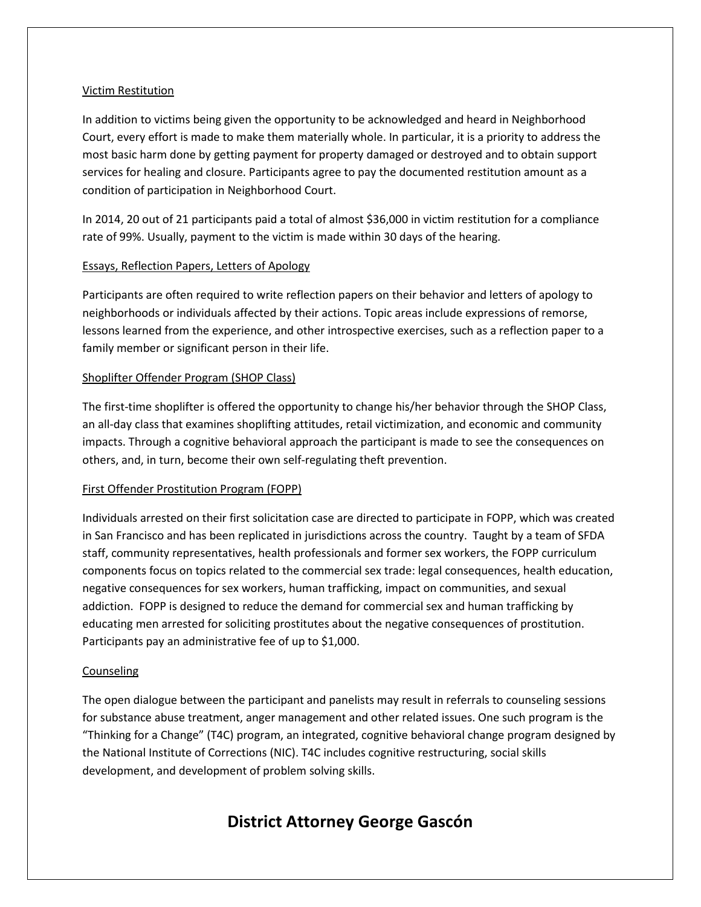Victim Restitution

In addition to victims being given the opportunity to be acknowledged and heard in Neighborhood Court, every effort is made to make them materially whole. In particular, it is a priority to address the most basic harm done by getting payment for property damaged or destroyed and to obtain support services for healing and closure. Participants agree to pay the documented restitution amount as a condition of participation in Neighborhood Court.

In 2014, 20 out of 21 participants paid a total of almost $36,000 in victim restitution for a compliance rate of 99%. Usually, payment to the victim is made within 30 days of the hearing.

Essays, Reflection Papers, Letters of Apology

Participants are often required to write reflection papers on their behavior and letters of apology to neighborhoods or individuals affected by their actions. Topic areas include expressions of remorse, lessons learned from the experience, and other introspective exercises, such as a reflection paper to a family member or significant person in their life.

Shoplifter Offender Program (SHOP Class)

The first-time shoplifter is offered the opportunity to change his/her behavior through the SHOP Class, an all-day class that examines shoplifting attitudes, retail victimization, and economic and community impacts. Through a cognitive behavioral approach the participant is made to see the consequences on others, and, in turn, become their own self-regulating theft prevention.

First Offender Prostitution Program (FOPP)

Individuals arrested on their first solicitation case are directed to participate in FOPP, which was created in San Francisco and has been replicated in jurisdictions across the country. Taught by a team of SFDA staff, community representatives, health professionals and former sex workers, the FOPP curriculum components focus on topics related to the commercial sex trade: legal consequences, health education, negative consequences for sex workers, human trafficking, impact on communities, and sexual addiction. FOPP is designed to reduce the demand for commercial sex and human trafficking by educating men arrested for soliciting prostitutes about the negative consequences of prostitution. Participants pay an administrative fee of up to $1,000.

Counseling

The open dialogue between the participant and panelists may result in referrals to counseling sessions for substance abuse treatment, anger management and other related issues. One such program is the "Thinking for a Change" (T4C) program, an integrated, cognitive behavioral change program designed by the National Institute of Corrections (NIC). T4C includes cognitive restructuring, social skills development, and development of problem solving skills.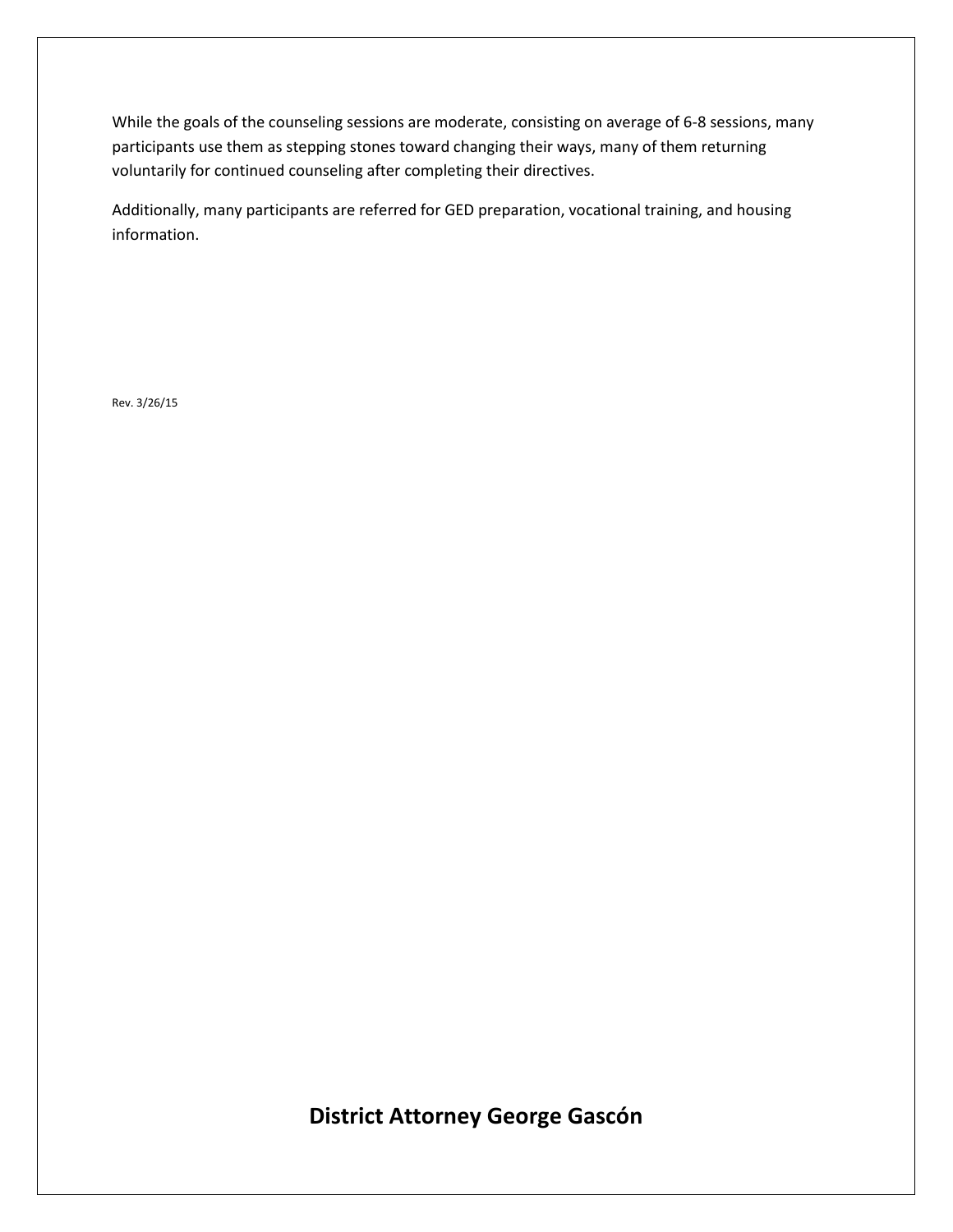While the goals of the counseling sessions are moderate, consisting on average of 6-8 sessions, many participants use them as stepping stones toward changing their ways, many of them returning voluntarily for continued counseling after completing their directives.

Additionally, many participants are referred for GED preparation, vocational training, and housing information.

Rev. 3/26/15

**District Attorney George Gascón**